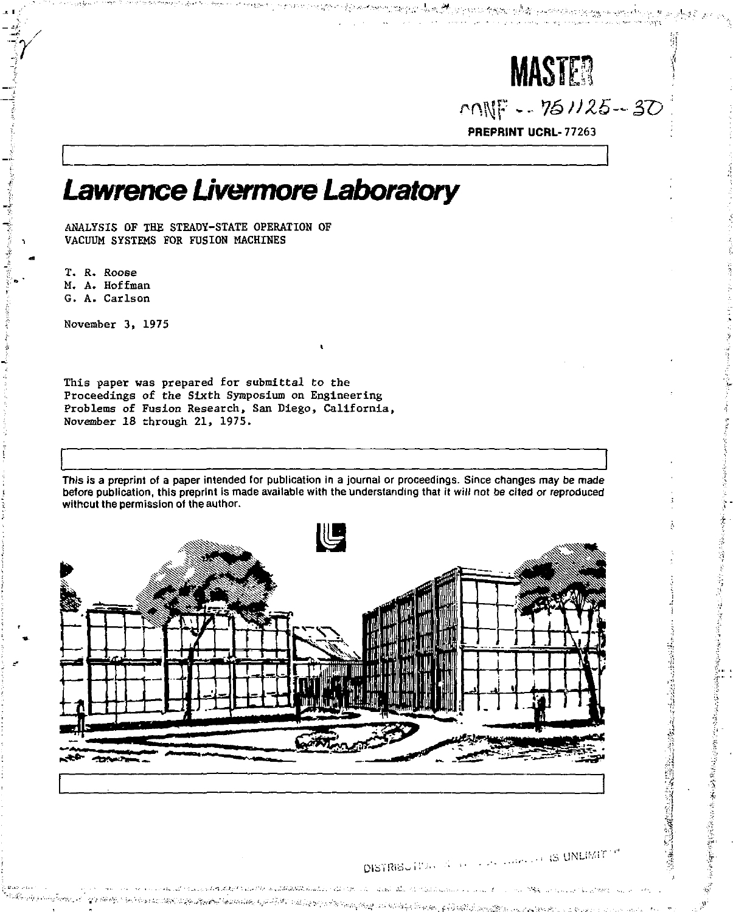MASTER

CONF-751125--30

**PREPRINT UCRL-77263**

# Lawrence Livermore Laboratory

ANALYSIS OF THE STEADY-STATE OPERATION OF VACUUM SYSTEMS FOR FUSION MACHINES

T. R. Roose
M. A. Hoffman
G. A. Carlson

November 3, 1975

This paper was prepared for submittal to the Proceedings of the Sixth Symposium on Engineering Problems of Fusion Research, San Diego, California, November 18 through 21, 1975.

This is a preprint of a paper intended for publication in a journal or proceedings. Since changes may be made before publication, this preprint is made available with the understanding that it will not be cited or reproduced without the permission of the author.

DISTRIBUTION ... IS UNLIMITED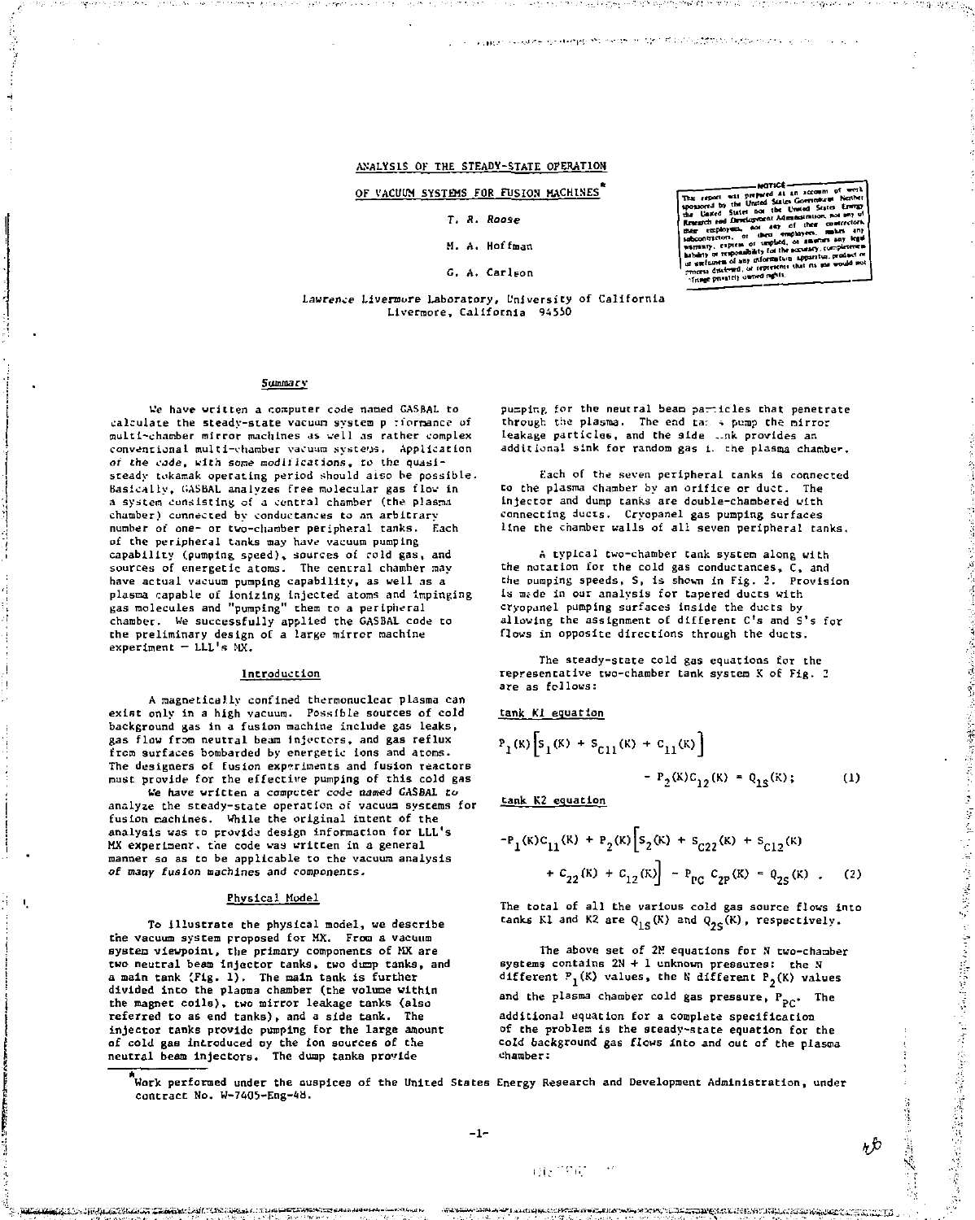# ANALYSIS OF THE STEADY-STATE OPERATION OF VACUUM SYSTEMS FOR FUSION MACHINES*

T. R. Roose

M. A. Hoffman

G. A. Carlson

Lawrence Livermore Laboratory, University of California
Livermore, California 94550

NOTICE — This report was prepared as an account of work sponsored by the United States Government. Neither the United States nor the United States Energy Research and Development Administration, nor any of their employees, nor any of their contractors, subcontractors, or their employees, makes any warranty, express or implied, or assumes any legal liability or responsibility for the accuracy, completeness or usefulness of any information, apparatus, product or process disclosed, or represents that its use would not infringe privately owned rights.

## Summary

We have written a computer code named GASBAL to calculate the steady-state vacuum system performance of multi-chamber mirror machines as well as rather complex conventional multi-chamber vacuum systems. Application of the code, with some modifications, to the quasi-steady tokamak operating period should also be possible. Basically, GASBAL analyzes free molecular gas flow in a system consisting of a central chamber (the plasma chamber) connected by conductances to an arbitrary number of one- or two-chamber peripheral tanks. Each of the peripheral tanks may have vacuum pumping capability (pumping speed), sources of cold gas, and sources of energetic atoms. The central chamber may have actual vacuum pumping capability, as well as a plasma capable of ionizing injected atoms and impinging gas molecules and "pumping" them to a peripheral chamber. We successfully applied the GASBAL code to the preliminary design of a large mirror machine experiment — LLL's MX.

## Introduction

A magnetically confined thermonuclear plasma can exist only in a high vacuum. Possible sources of cold background gas in a fusion machine include gas leaks, gas flow from neutral beam injectors, and gas reflux from surfaces bombarded by energetic ions and atoms. The designers of fusion experiments and fusion reactors must provide for the effective pumping of this cold gas.

We have written a computer code named GASBAL to analyze the steady-state operation of vacuum systems for fusion machines. While the original intent of the analysis was to provide design information for LLL's MX experiment, the code was written in a general manner so as to be applicable to the vacuum analysis of many fusion machines and components.

## Physical Model

To illustrate the physical model, we describe the vacuum system proposed for MX. From a vacuum system viewpoint, the primary components of MX are two neutral beam injector tanks, two dump tanks, and a main tank (Fig. 1). The main tank is further divided into the plasma chamber (the volume within the magnet coils), two mirror leakage tanks (also referred to as end tanks), and a side tank. The injector tanks provide pumping for the large amount of cold gas introduced by the ion sources of the neutral beam injectors. The dump tanks provide pumping for the neutral beam particles that penetrate through the plasma. The end tanks pump the mirror leakage particles, and the side tank provides an additional sink for random gas in the plasma chamber.

Each of the seven peripheral tanks is connected to the plasma chamber by an orifice or duct. The injector and dump tanks are double-chambered with connecting ducts. Cryopanel gas pumping surfaces line the chamber walls of all seven peripheral tanks.

A typical two-chamber tank system along with the notation for the cold gas conductances, C, and the pumping speeds, S, is shown in Fig. 2. Provision is made in our analysis for tapered ducts with cryopanel pumping surfaces inside the ducts by allowing the assignment of different C's and S's for flows in opposite directions through the ducts.

The steady-state cold gas equations for the representative two-chamber tank system K of Fig. 2 are as follows:

tank K1 equation

$$P_1(K)\left[S_1(K) + S_{C11}(K) + C_{11}(K)\right] - P_2(K)C_{12}(K) = Q_{1S}(K); \qquad (1)$$

tank K2 equation

$$-P_1(K)C_{11}(K) + P_2(K)\left[S_2(K) + S_{C22}(K) + S_{C12}(K) + C_{22}(K) + C_{12}(K)\right] - P_{PC}\,C_{2P}(K) = Q_{2S}(K) \; . \qquad (2)$$

The total of all the various cold gas source flows into tanks K1 and K2 are $Q_{1S}(K)$ and $Q_{2S}(K)$, respectively.

The above set of 2N equations for N two-chamber systems contains 2N + 1 unknown pressures: the N different $P_1(K)$ values, the N different $P_2(K)$ values and the plasma chamber cold gas pressure, $P_{PC}$. The additional equation for a complete specification of the problem is the steady-state equation for the cold background gas flows into and out of the plasma chamber:

*Work performed under the auspices of the United States Energy Research and Development Administration, under contract No. W-7405-Eng-48.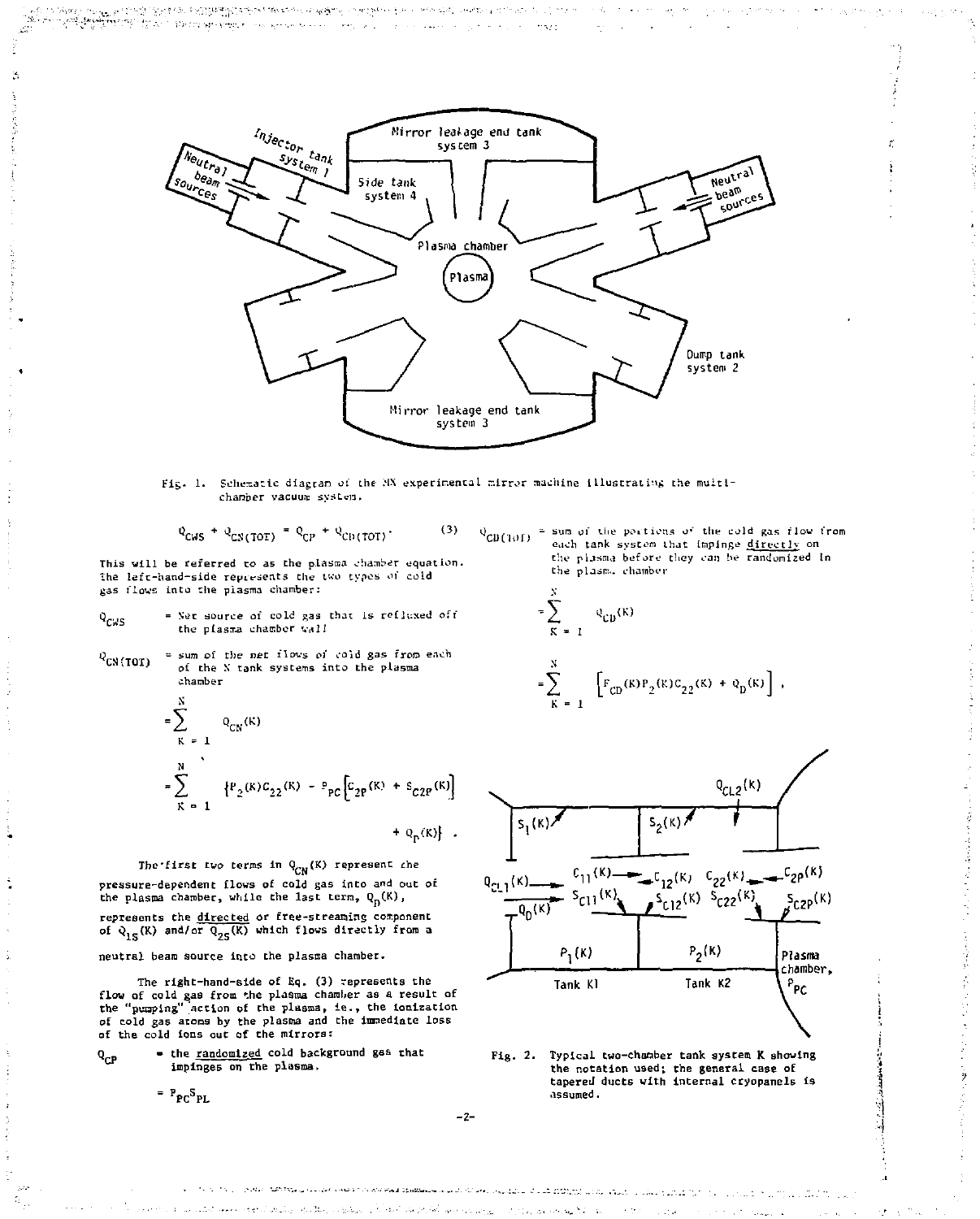Fig. 1. Schematic diagram of the MX experimental mirror machine illustrating the multi-chamber vacuum system.

$$Q_{CWS} + Q_{CN(TOT)} = Q_{CP} + Q_{CD(TOT)} . \tag{3}$$

This will be referred to as the plasma chamber equation. The left-hand-side represents the two types of cold gas flows into the plasma chamber:

$Q_{CWS}$ = Net source of cold gas that is refluxed off the plasma chamber wall

$Q_{CN(TOT)}$ = sum of the net flows of cold gas from each of the N tank systems into the plasma chamber

$$= \sum_{K=1}^{N} Q_{CN}(K)$$

$$= \sum_{K=1}^{N} \left\{ P_2(K) C_{22}(K) - P_{PC}\left[C_{2P}(K) + S_{C2P}(K)\right] + Q_D(K) \right\} .$$

The first two terms in $Q_{CN}(K)$ represent the pressure-dependent flows of cold gas into and out of the plasma chamber, while the last term, $Q_D(K)$, represents the directed or free-streaming component of $Q_{1S}(K)$ and/or $Q_{2S}(K)$ which flows directly from a neutral beam source into the plasma chamber.

The right-hand-side of Eq. (3) represents the flow of cold gas from the plasma chamber as a result of the "pumping" action of the plasma, ie., the ionization of cold gas atoms by the plasma and the immediate loss of the cold ions out of the mirrors:

$Q_{CP}$ = the randomized cold background gas that impinges on the plasma.

$$= P_{PC} S_{PL}$$

$Q_{CD(TOT)}$ = sum of the portions of the cold gas flow from each tank system that impinge directly on the plasma before they can be randomized in the plasma chamber

$$= \sum_{K=1}^{N} Q_{CD}(K)$$

$$= \sum_{K=1}^{N} \left[F_{CD}(K) P_2(K) C_{22}(K) + Q_D(K)\right] ,$$

Fig. 2. Typical two-chamber tank system K showing the notation used; the general case of tapered ducts with internal cryopanels is assumed.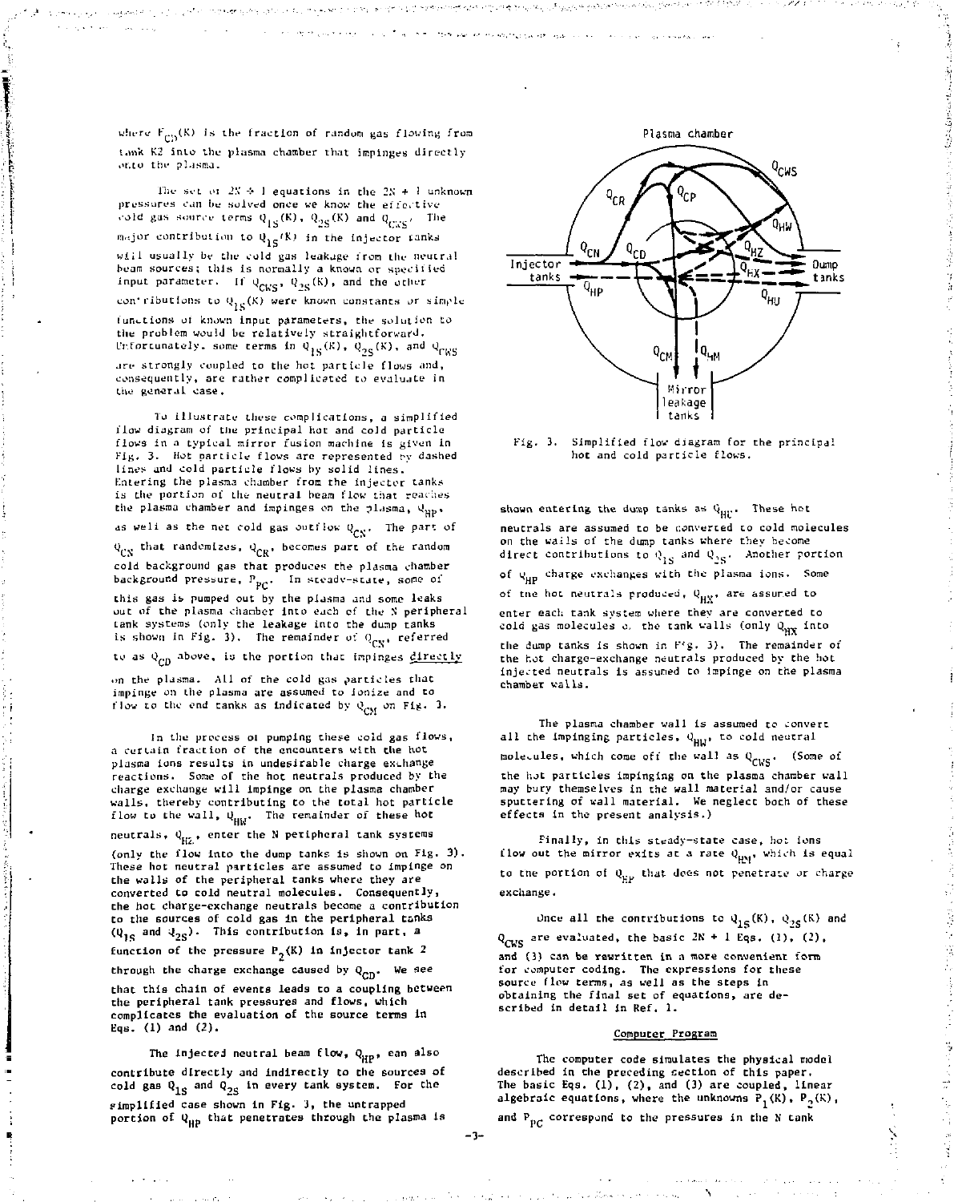where $F_{CD}(K)$ is the fraction of random gas flowing from tank K2 into the plasma chamber that impinges directly onto the plasma.

The set of $2N + 1$ equations in the $2N + 1$ unknown pressures can be solved once we know the effective cold gas source terms $Q_{1S}(K)$, $Q_{2S}(K)$ and $Q_{CWS}$. The major contribution to $Q_{1S}(K)$ in the injector tanks will usually be the cold gas leakage from the neutral beam sources; this is normally a known or specified input parameter. If $Q_{CWS}$, $Q_{2S}(K)$, and the other contributions to $Q_{1S}(K)$ were known constants or simple functions of known input parameters, the solution to the problem would be relatively straightforward. Unfortunately, some terms in $Q_{1S}(K)$, $Q_{2S}(K)$, and $Q_{CWS}$ are strongly coupled to the hot particle flows and, consequently, are rather complicated to evaluate in the general case.

To illustrate these complications, a simplified flow diagram of the principal hot and cold particle flows in a typical mirror fusion machine is given in Fig. 3. Hot particle flows are represented by dashed lines and cold particle flows by solid lines. Entering the plasma chamber from the injector tanks is the portion of the neutral beam flow that reaches the plasma chamber and impinges on the plasma, $Q_{HP}$, as well as the net cold gas outflow $Q_{CN}$. The part of $Q_{CN}$ that randomizes, $Q_{CR}$, becomes part of the random cold background gas that produces the plasma chamber background pressure, $P_{PC}$. In steady-state, some of this gas is pumped out by the plasma and some leaks out of the plasma chamber into each of the N peripheral tank systems (only the leakage into the dump tanks is shown in Fig. 3). The remainder of $Q_{CN}$, referred to as $Q_{CD}$ above, is the portion that impinges *directly* on the plasma. All of the cold gas particles that impinge on the plasma are assumed to ionize and to flow to the end tanks as indicated by $Q_{CM}$ on Fig. 3.

In the process of pumping these cold gas flows, a certain fraction of the encounters with the hot plasma ions results in undesirable charge exchange reactions. Some of the hot neutrals produced by the charge exchange will impinge on the plasma chamber walls, thereby contributing to the total hot particle flow to the wall, $Q_{HW}$. The remainder of these hot neutrals, $Q_{HZ}$, enter the N peripheral tank systems (only the flow into the dump tanks is shown on Fig. 3). These hot neutral particles are assumed to impinge on the walls of the peripheral tanks where they are converted to cold neutral molecules. Consequently, the hot charge-exchange neutrals become a contribution to the sources of cold gas in the peripheral tanks ($Q_{1S}$ and $Q_{2S}$). This contribution is, in part, a function of the pressure $P_2(K)$ in injector tank 2 through the charge exchange caused by $Q_{CD}$. We see that this chain of events leads to a coupling between the peripheral tank pressures and flows, which complicates the evaluation of the source terms in Eqs. (1) and (2).

The injected neutral beam flow, $Q_{HP}$, can also contribute directly and indirectly to the sources of cold gas $Q_{1S}$ and $Q_{2S}$ in every tank system. For the simplified case shown in Fig. 3, the untrapped portion of $Q_{HP}$ that penetrates through the plasma is shown entering the dump tanks as $Q_{HU}$. These hot neutrals are assumed to be converted to cold molecules on the walls of the dump tanks where they become direct contributions to $Q_{1S}$ and $Q_{2S}$. Another portion of $Q_{HP}$ charge exchanges with the plasma ions. Some of the hot neutrals produced, $Q_{HX}$, are assumed to enter each tank system where they are converted to cold gas molecules on the tank walls (only $Q_{HX}$ into the dump tanks is shown in Fig. 3). The remainder of the hot charge-exchange neutrals produced by the hot injected neutrals is assumed to impinge on the plasma chamber walls.

Fig. 3. Simplified flow diagram for the principal hot and cold particle flows.

The plasma chamber wall is assumed to convert all the impinging particles, $Q_{HW}$, to cold neutral molecules, which come off the wall as $Q_{CWS}$. (Some of the hot particles impinging on the plasma chamber wall may bury themselves in the wall material and/or cause sputtering of wall material. We neglect both of these effects in the present analysis.)

Finally, in this steady-state case, hot ions flow out the mirror exits at a rate $Q_{HM}$, which is equal to the portion of $Q_{HP}$ that does not penetrate or charge exchange.

Once all the contributions to $Q_{1S}(K)$, $Q_{2S}(K)$ and $Q_{CWS}$ are evaluated, the basic $2N + 1$ Eqs. (1), (2), and (3) can be rewritten in a more convenient form for computer coding. The expressions for these source flow terms, as well as the steps in obtaining the final set of equations, are described in detail in Ref. 1.

## Computer Program

The computer code simulates the physical model described in the preceding section of this paper. The basic Eqs. (1), (2), and (3) are coupled, linear algebraic equations, where the unknowns $P_1(K)$, $P_2(K)$, and $P_{PC}$ correspond to the pressures in the N tank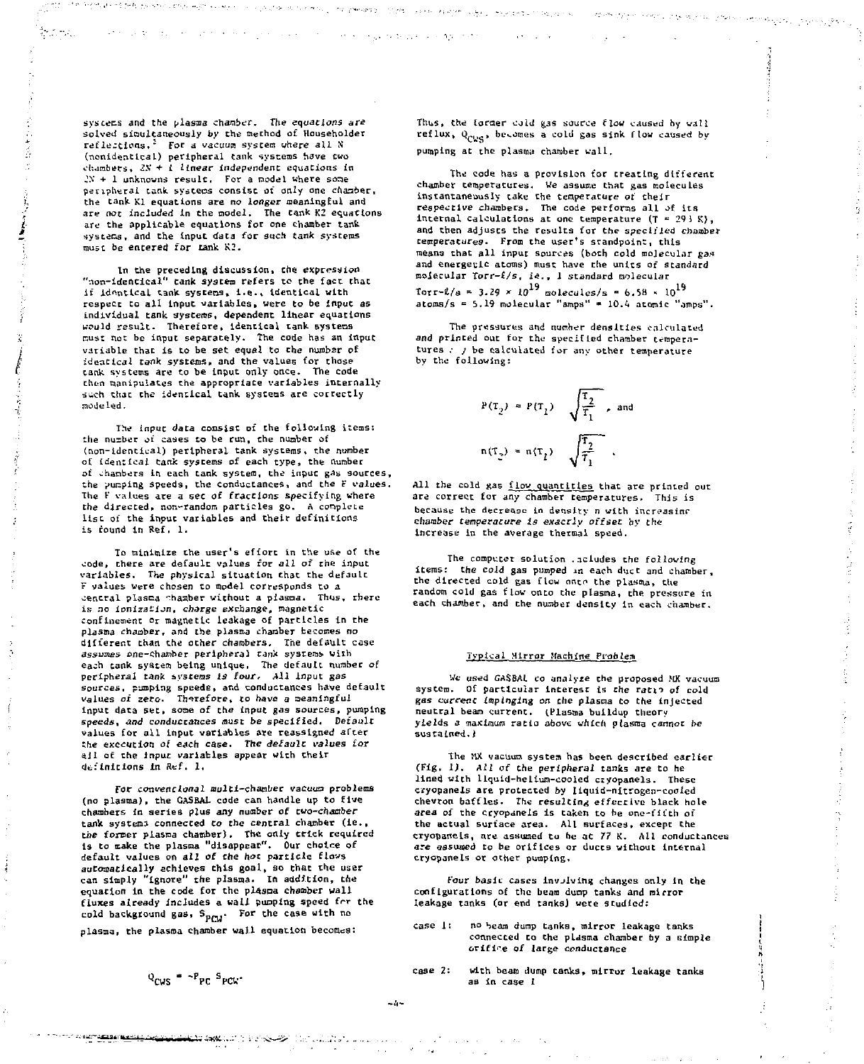systems and the plasma chamber. *The equations are solved simultaneously by the method of Householder reflections.*[2] For a vacuum system where all N (nonidentical) peripheral tank systems have two chambers, $2N + 1$ *linear independent equations in* $2N + 1$ unknowns result. For a model where some peripheral tank systems consist of only one chamber, the tank K1 equations are no longer meaningful and are not included in the model. The tank K2 equations are the applicable equations for one chamber tank systems, and the input data for such tank systems must be entered for tank K2.

In the preceding discussion, the expression "non-identical" tank system refers to the fact that if identical tank systems, i.e., identical with respect to all input variables, were to be input as individual tank systems, dependent linear equations would result. Therefore, identical tank systems must not be input separately. The code has an input variable that is to be set equal to the number of identical tank systems, and the values for those tank systems are to be input only once. The code then manipulates the appropriate variables internally such that the identical tank systems are correctly modeled.

The input data consist of the following items: the number of cases to be run, the number of (non-identical) peripheral tank systems, the number of identical tank systems of each type, the number of chambers in each tank system, the input gas sources, the pumping speeds, the conductances, and the F values. The F values are a set of fractions specifying where the directed, non-random particles go. A complete list of the input variables and their definitions is found in Ref. 1.

To minimize the user's effort in the use of the code, there are default values for *all* of the input variables. The physical situation that the default F values were chosen to model corresponds to a central plasma chamber without a plasma. Thus, there is *no ionization, charge exchange*, magnetic confinement or magnetic leakage of particles in the plasma chamber, and the plasma chamber becomes no different than the other chambers. The default case *assumes one-chamber peripheral tank systems* with each tank system being unique. The default number of *peripheral tank systems is four. All input gas sources*, pumping speeds, and conductances have default values of zero. Therefore, *to have a meaningful* input data set, some of the input gas sources, pumping speeds, *and conductances must be specified*. Default values for all input variables are reassigned after the execution of each case. *The default values for* all of the input variables appear with their definitions in Ref. 1.

*For conventional multi-chamber vacuum problems* (no plasma), the GASBAL code can handle up to five chambers in series *plus any number of two-chamber* tank systems connected to the central chamber (ie., *the former plasma chamber*). The only trick required is to make the plasma "disappear". Our choice of default values on *all* of the *hot particle flows automatically* achieves this goal, so that the user can simply "ignore" the plasma. In addition, the equation in the code for the *plasma chamber wall* fluxes already includes a wall pumping speed for the cold background gas, $S_{PCW}$. For the case with no plasma, the plasma chamber wall equation becomes:

$$Q_{CWS} = -P_{PC} S_{PCW}.$$

Thus, the former cold gas source flow caused by wall reflux, $Q_{CWS}$, becomes a cold gas sink flow caused by pumping at the plasma chamber wall.

The code has a provision for treating different chamber temperatures. We assume that gas molecules instantaneously take the temperature of their respective chambers. The code performs all of its internal calculations at one temperature ($T = 293$ K), and then adjusts the results for the *specified chamber temperatures*. From the user's standpoint, this means that all input sources (both cold molecular gas and energetic atoms) must have the units of standard molecular Torr-ℓ/s, *ie.*, 1 standard molecular Torr-ℓ/s = $3.29 \times 10^{19}$ molecules/s = $6.58 \times 10^{19}$ atoms/s = 5.19 molecular "amps" = 10.4 atomic "amps".

The pressures and number densities calculated and printed out for the specified chamber temperatures may be calculated for any other temperature by the following:

$$P(T_2) = P(T_1) \sqrt{\frac{T_2}{T_1}} \text{ , and}$$

$$n(T_2) = n(T_1) \sqrt{\frac{T_2}{T_1}} \text{ .}$$

All the cold gas flow quantities that are printed out are correct for any chamber temperatures. This is because the decrease in density n with increasing *chamber temperature is exactly offset by the* increase in the average thermal speed.

The computer solution includes the following items: the cold gas pumped in each duct and chamber, the directed cold gas flow onto the plasma, the random cold gas flow onto the plasma, the pressure in each chamber, and the number density in each chamber.

## Typical Mirror Machine Problem

We used GASBAL to analyze the proposed MX vacuum system. Of particular interest is *the ratio of cold gas current impinging on the plasma to the injected* neutral beam current. (Plasma buildup theory *yields a maximum ratio above which plasma cannot be* sustained.)

The MX vacuum system has been described earlier (Fig. 1). *All of the peripheral tanks are to be* lined with liquid-helium-cooled cryopanels. These cryopanels are protected by liquid-nitrogen-cooled chevron baffles. *The resulting effective black hole area* of the cryopanels is taken to be one-fifth of the actual surface area. All surfaces, except the cryopanels, are assumed to be at 77 K. All conductances *are assumed* to be orifices or ducts without internal cryopanels or other pumping.

*Four basic cases involving changes only in the* configurations of the beam dump tanks and mirror leakage tanks (or end tanks) were studied:

- case 1: no beam dump tanks, mirror leakage tanks connected to the plasma chamber by a simple orifice of large conductance
- case 2: with beam dump tanks, mirror leakage tanks as in case 1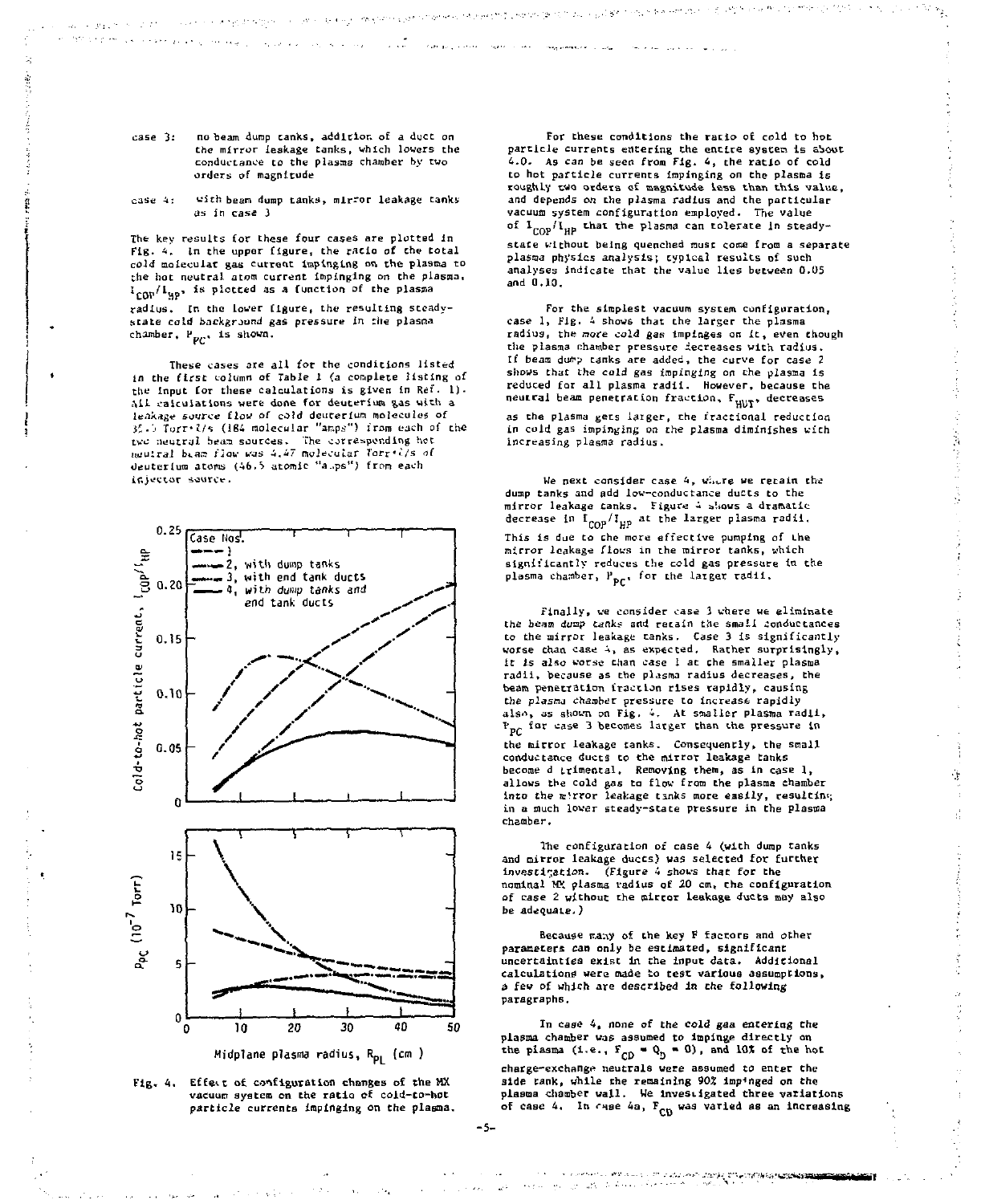case 3: no beam dump tanks, addition of a duct on the mirror leakage tanks, which lowers the conductance to the plasma chamber by two orders of magnitude

case 4: with beam dump tanks, mirror leakage tanks as in case 3

The key results for these four cases are plotted in Fig. 4. In the upper figure, the ratio of the total cold molecular gas current impinging on the plasma to the hot neutral atom current impinging on the plasma, $I_{COP}/I_{HP}$, is plotted as a function of the plasma radius. In the lower figure, the resulting steady-state cold background gas pressure in the plasma chamber, $P_{PC}$, is shown.

These cases are all for the conditions listed in the first column of Table 1 (a complete listing of the input for these calculations is given in Ref. 1). All calculations were done for deuterium gas with a leakage source flow of cold deuterium molecules of 35.5 Torr·l/s (184 molecular "amps") from each of the two neutral beam sources. The corresponding hot neutral beam flow was 4.47 molecular Torr·l/s of deuterium atoms (46.5 atomic "amps") from each injector source.

Fig. 4. Effect of configuration changes of the MX vacuum system on the ratio of cold-to-hot particle currents impinging on the plasma.

For these conditions the ratio of cold to hot particle currents entering the entire system is about 4.0. As can be seen from Fig. 4, the ratio of cold to hot particle currents impinging on the plasma is roughly two orders of magnitude less than this value, and depends on the plasma radius and the particular vacuum system configuration employed. The value of $I_{COP}/I_{HP}$ that the plasma can tolerate in steady-state without being quenched must come from a separate plasma physics analysis; typical results of such analyses indicate that the value lies between 0.05 and 0.10.

For the simplest vacuum system configuration, case 1, Fig. 4 shows that the larger the plasma radius, the more cold gas impinges on it, even though the plasma chamber pressure decreases with radius. If beam dump tanks are added, the curve for case 2 shows that the cold gas impinging on the plasma is reduced for all plasma radii. However, because the neutral beam penetration fraction, $F_{HUT}$, decreases as the plasma gets larger, the fractional reduction in cold gas impinging on the plasma diminishes with increasing plasma radius.

We next consider case 4, where we retain the dump tanks and add low-conductance ducts to the mirror leakage tanks. Figure 4 shows a dramatic decrease in $I_{COP}/I_{HP}$ at the larger plasma radii. This is due to the more effective pumping of the mirror leakage flows in the mirror tanks, which significantly reduces the cold gas pressure in the plasma chamber, $P_{PC}$, for the larger radii.

Finally, we consider case 3 where we eliminate the beam dump tanks and retain the small conductances to the mirror leakage tanks. Case 3 is significantly worse than case 4, as expected. Rather surprisingly, it is also worse than case 1 at the smaller plasma radii, because as the plasma radius decreases, the beam penetration fraction rises rapidly, causing the plasma chamber pressure to increase rapidly also, as shown on Fig. 4. At smaller plasma radii, $P_{PC}$ for case 3 becomes larger than the pressure in the mirror leakage tanks. Consequently, the small conductance ducts to the mirror leakage tanks become detrimental. Removing them, as in case 1, allows the cold gas to flow from the plasma chamber into the mirror leakage tanks more easily, resulting in a much lower steady-state pressure in the plasma chamber.

The configuration of case 4 (with dump tanks and mirror leakage ducts) was selected for further investigation. (Figure 4 shows that for the nominal MX plasma radius of 20 cm, the configuration of case 2 without the mirror leakage ducts may also be adequate.)

Because many of the key F factors and other parameters can only be estimated, significant uncertainties exist in the input data. Additional calculations were made to test various assumptions, a few of which are described in the following paragraphs.

In case 4, none of the cold gas entering the plasma chamber was assumed to impinge directly on the plasma (i.e., $F_{CD} = Q_D = 0$), and 10% of the hot charge-exchange neutrals were assumed to enter the side tank, while the remaining 90% impinged on the plasma chamber wall. We investigated three variations of case 4. In case 4a, $F_{CD}$ was varied as an increasing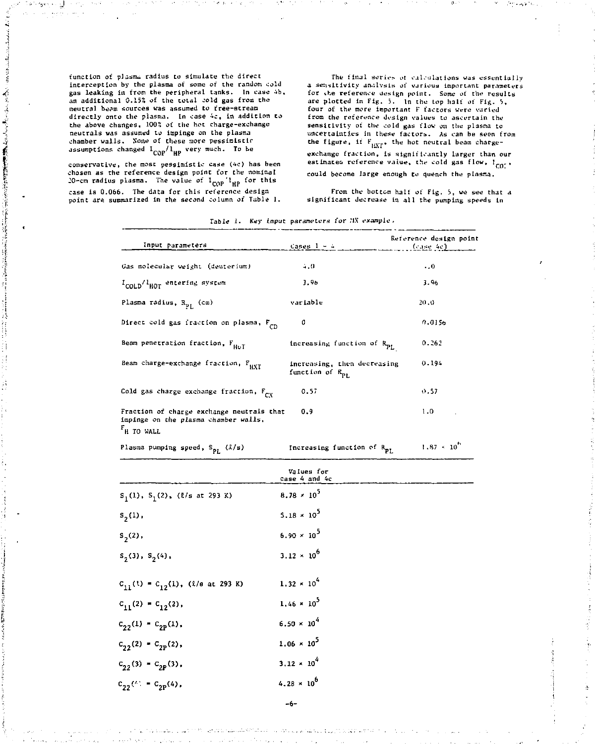function of plasma radius to simulate the direct interception by the plasma of some of the random cold gas leaking in from the peripheral tanks. In case 4b, an additional 0.15% of the total cold gas from the neutral beam sources was assumed to free-stream directly onto the plasma. In case 4c, in addition to the above changes, 100% of the hot charge-exchange neutrals was assumed to impinge on the plasma chamber walls. None of these more pessimistic assumptions changed $I_{COP}/I_{HP}$ very much. To be conservative, the most pessimistic case (4c) has been chosen as the reference design point for the nominal 20-cm radius plasma. The value of $I_{COP}/I_{HP}$ for this case is 0.066. The data for this reference design point are summarized in the second column of Table 1.

The final series of calculations was essentially a sensitivity analysis of various important parameters for the reference design point. Some of the results are plotted in Fig. 5. In the top half of Fig. 5, four of the more important F factors were varied from the reference design values to ascertain the sensitivity of the cold gas flow on the plasma to uncertainties in these factors. As can be seen from the figure, if $F_{HXT}$, the hot neutral beam charge-exchange fraction, is significantly larger than our estimated reference value, the cold gas flow, $I_{COP}$, could become large enough to quench the plasma.

From the bottom half of Fig. 5, we see that a significant decrease in all the pumping speeds in

Table 1. *Key input parameters for MX example.*

| Input parameters | Cases 1 - 4 | Reference design point (case 4c) |
|---|---|---|
| Gas molecular weight (deuterium) | 4.0 | 4.0 |
| $I_{COLD}/I_{HOT}$ entering system | 3.96 | 3.96 |
| Plasma radius, $R_{PL}$ (cm) | variable | 20.0 |
| Direct cold gas fraction on plasma, $F_{CD}$ | 0 | 0.0156 |
| Beam penetration fraction, $F_{HoT}$ | Increasing function of $R_{PL}$ | 0.262 |
| Beam charge-exchange fraction, $F_{HXT}$ | Increasing, then decreasing function of $R_{PL}$ | 0.194 |
| Cold gas charge exchange fraction, $F_{CX}$ | 0.57 | 0.57 |
| Fraction of charge exchange neutrals that impinge on the plasma chamber walls, $F_{H\ TO\ WALL}$ | 0.9 | 1.0 |
| Plasma pumping speed, $S_{PL}$ (ℓ/s) | Increasing function of $R_{PL}$ | $1.87 \times 10^{6}$ |

| | Values for case 4 and 4c |
|---|---|
| $S_1(1)$, $S_1(2)$, (ℓ/s at 293 K) | $8.78 \times 10^{5}$ |
| $S_2(1)$, | $5.18 \times 10^{5}$ |
| $S_2(2)$, | $6.90 \times 10^{5}$ |
| $S_2(3)$, $S_2(4)$, | $3.12 \times 10^{6}$ |
| $C_{11}(1) = C_{12}(1)$, (ℓ/s at 293 K) | $1.32 \times 10^{4}$ |
| $C_{11}(2) = C_{12}(2)$, | $1.46 \times 10^{5}$ |
| $C_{22}(1) = C_{2P}(1)$, | $6.50 \times 10^{4}$ |
| $C_{22}(2) = C_{2P}(2)$, | $1.06 \times 10^{5}$ |
| $C_{22}(3) = C_{2P}(3)$, | $3.12 \times 10^{4}$ |
| $C_{22}(4) = C_{2P}(4)$, | $4.28 \times 10^{6}$ |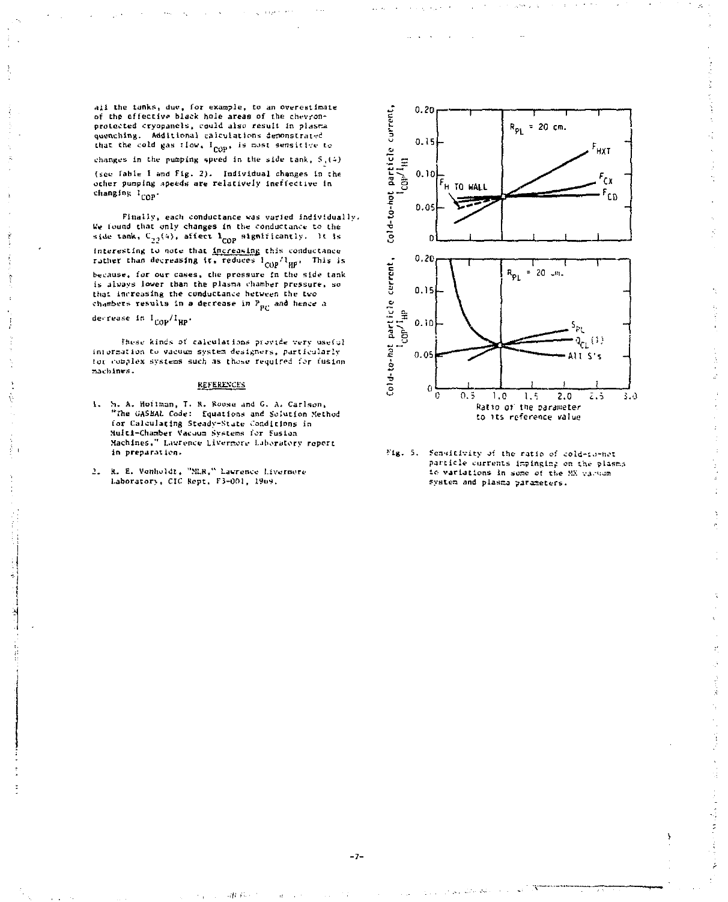all the tanks, due, for example, to an overestimate of the effective black hole areas of the chevron-protected cryopanels, could also result in plasma quenching. Additional calculations demonstrated that the cold gas flow, $I_{COP}$, is most sensitive to changes in the pumping speed in the side tank, $S_2(4)$ (see Table I and Fig. 2). Individual changes in the other pumping speeds are relatively ineffective in changing $I_{COP}$.

Finally, each conductance was varied individually. We found that only changes in the conductance to the side tank, $C_{22}(4)$, affect $I_{COP}$ significantly. It is interesting to note that increasing this conductance rather than decreasing it, reduces $I_{COP}/I_{HP}$. This is because, for our cases, the pressure in the side tank is always lower than the plasma chamber pressure, so that increasing the conductance between the two chambers results in a decrease in $P_{PC}$ and hence a decrease in $I_{COP}/I_{HP}$.

These kinds of calculations provide very useful information to vacuum system designers, particularly for complex systems such as those required for fusion machines.

## REFERENCES

1. S. A. Hoffman, T. R. Roose and G. A. Carlson, "The GASBAL Code: Equations and Solution Method for Calculating Steady-State Conditions in Multi-Chamber Vacuum Systems for Fusion Machines," Lawrence Livermore Laboratory report in preparation.

2. R. E. Vonholdt, "MLR," Lawrence Livermore Laboratory, CIC Rept. F3-001, 1969.

Cold-to-hot particle current, $I_{COP}/I_{HP}$

0.20
0.15
0.10
0.05
0

$R_{PL}$ = 20 cm.

$F_{HXT}$

$F_{H}$ TO WALL

$F_{CX}$

$F_{CD}$

Cold-to-hot particle current, $I_{COP}/I_{HP}$

0.20
0.15
0.10
0.05
0

$R_{PL}$ = 20 cm.

$S_{PL}$

$Q_{CL}$ (1)

All S's

0 0.5 1.0 1.5 2.0 2.5 3.0

Ratio of the parameter to its reference value

Fig. 5. Sensitivity of the ratio of cold-to-hot particle currents impinging on the plasma to variations in some of the MX vacuum system and plasma parameters.